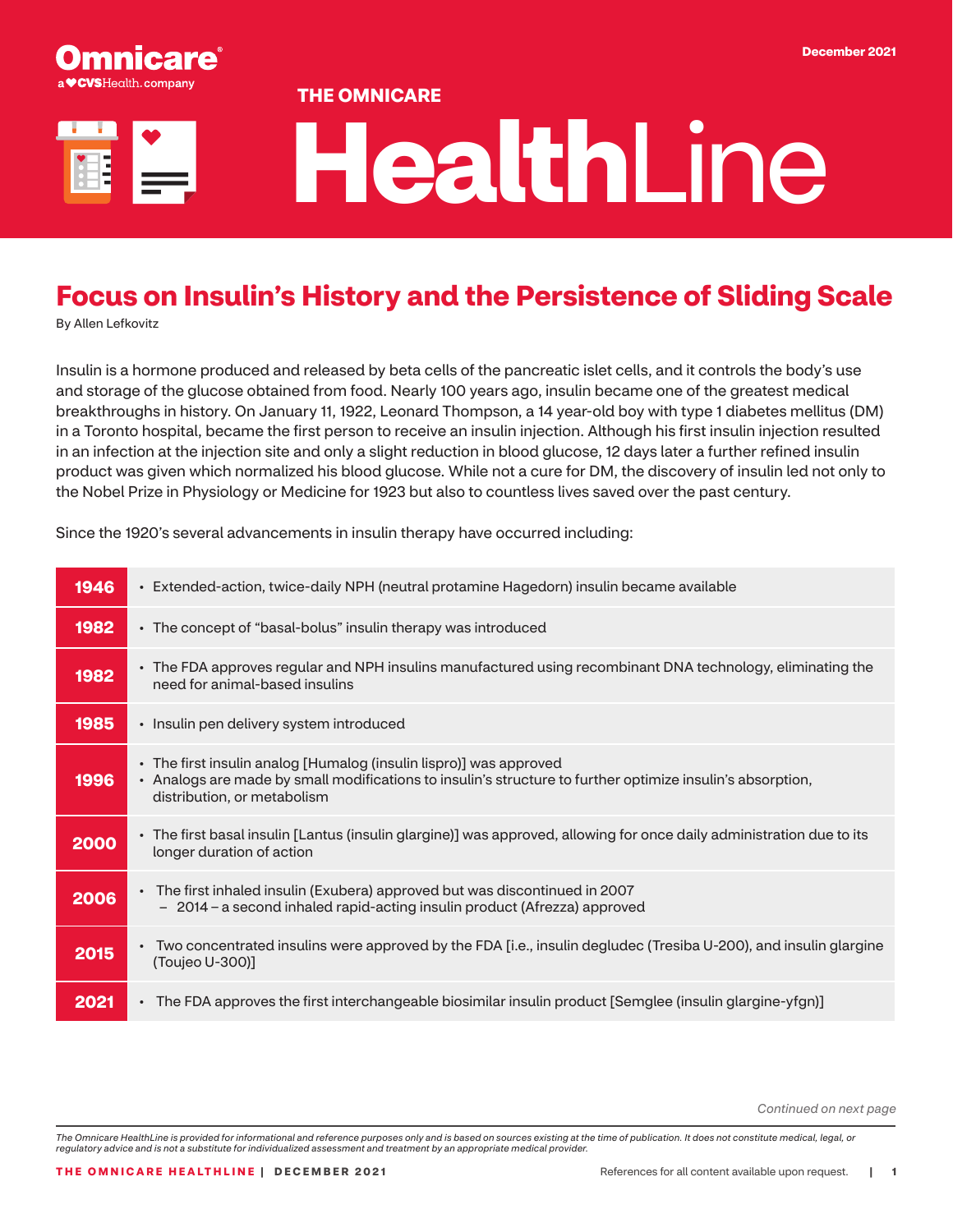# THE OMNICARE HealthLine

December 2021

## Focus on Insulin's History and the Persistence of Sliding Scale

By Allen Lefkovitz

Insulin is a hormone produced and released by beta cells of the pancreatic islet cells, and it controls the body's use and storage of the glucose obtained from food. Nearly 100 years ago, insulin became one of the greatest medical breakthroughs in history. On January 11, 1922, Leonard Thompson, a 14 year-old boy with type 1 diabetes mellitus (DM) in a Toronto hospital, became the first person to receive an insulin injection. Although his first insulin injection resulted in an infection at the injection site and only a slight reduction in blood glucose, 12 days later a further refined insulin product was given which normalized his blood glucose. While not a cure for DM, the discovery of insulin led not only to the Nobel Prize in Physiology or Medicine for 1923 but also to countless lives saved over the past century.

Since the 1920's several advancements in insulin therapy have occurred including:

| Year | Advancement |
|---|---|
| **1946** | • Extended-action, twice-daily NPH (neutral protamine Hagedorn) insulin became available |
| **1982** | • The concept of "basal-bolus" insulin therapy was introduced |
| **1982** | • The FDA approves regular and NPH insulins manufactured using recombinant DNA technology, eliminating the need for animal-based insulins |
| **1985** | • Insulin pen delivery system introduced |
| **1996** | • The first insulin analog [Humalog (insulin lispro)] was approved<br>• Analogs are made by small modifications to insulin's structure to further optimize insulin's absorption, distribution, or metabolism |
| **2000** | • The first basal insulin [Lantus (insulin glargine)] was approved, allowing for once daily administration due to its longer duration of action |
| **2006** | • The first inhaled insulin (Exubera) approved but was discontinued in 2007<br>– 2014 – a second inhaled rapid-acting insulin product (Afrezza) approved |
| **2015** | • Two concentrated insulins were approved by the FDA [i.e., insulin degludec (Tresiba U-200), and insulin glargine (Toujeo U-300)] |
| **2021** | • The FDA approves the first interchangeable biosimilar insulin product [Semglee (insulin glargine-yfgn)] |

*Continued on next page*

*The Omnicare HealthLine is provided for informational and reference purposes only and is based on sources existing at the time of publication. It does not constitute medical, legal, or regulatory advice and is not a substitute for individualized assessment and treatment by an appropriate medical provider.*

References for all content available upon request.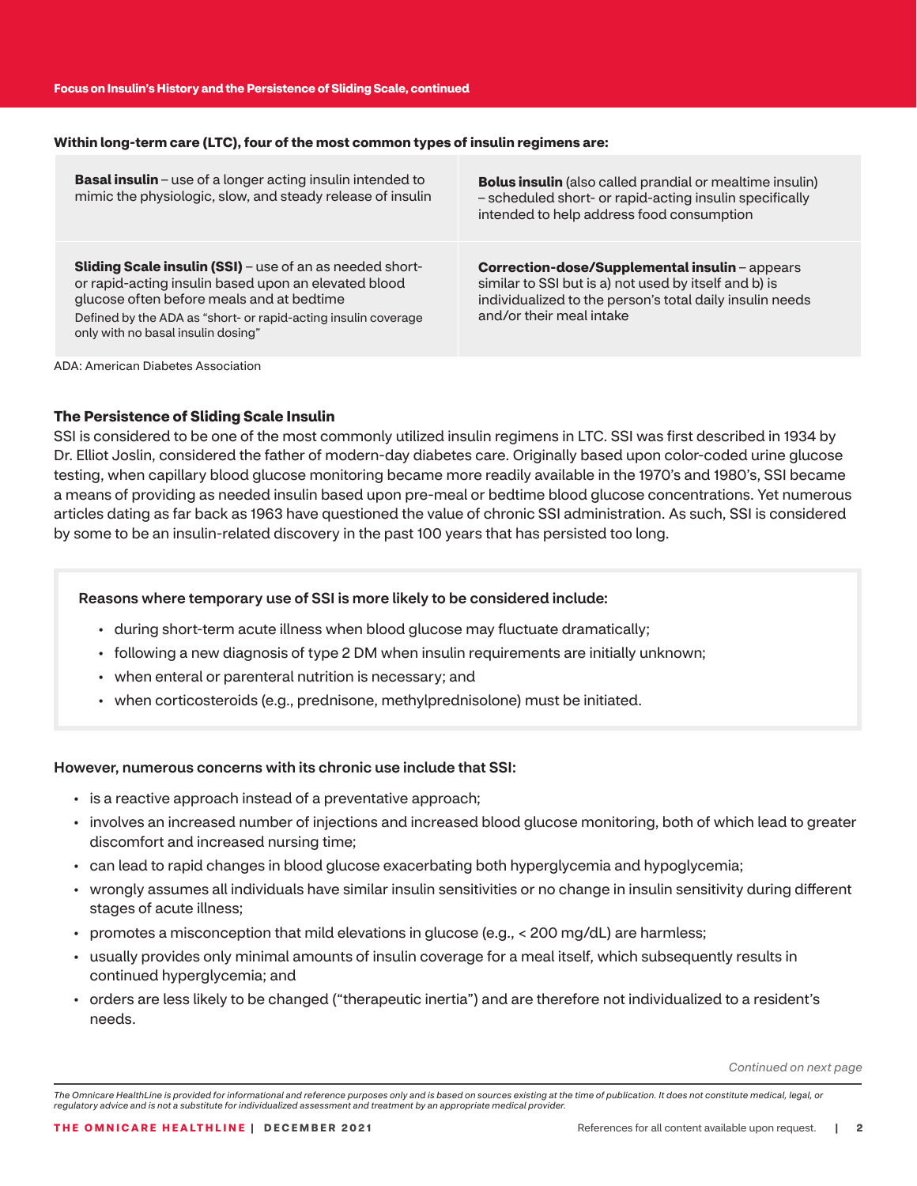**Within long-term care (LTC), four of the most common types of insulin regimens are:**

| | |
|---|---|
| **Basal insulin** – use of a longer acting insulin intended to mimic the physiologic, slow, and steady release of insulin | **Bolus insulin** (also called prandial or mealtime insulin) – scheduled short- or rapid-acting insulin specifically intended to help address food consumption |
| **Sliding Scale insulin (SSI)** – use of an as needed short- or rapid-acting insulin based upon an elevated blood glucose often before meals and at bedtime<br>Defined by the ADA as "short- or rapid-acting insulin coverage only with no basal insulin dosing" | **Correction-dose/Supplemental insulin** – appears similar to SSI but is a) not used by itself and b) is individualized to the person's total daily insulin needs and/or their meal intake |

ADA: American Diabetes Association

### The Persistence of Sliding Scale Insulin

SSI is considered to be one of the most commonly utilized insulin regimens in LTC. SSI was first described in 1934 by Dr. Elliot Joslin, considered the father of modern-day diabetes care. Originally based upon color-coded urine glucose testing, when capillary blood glucose monitoring became more readily available in the 1970's and 1980's, SSI became a means of providing as needed insulin based upon pre-meal or bedtime blood glucose concentrations. Yet numerous articles dating as far back as 1963 have questioned the value of chronic SSI administration. As such, SSI is considered by some to be an insulin-related discovery in the past 100 years that has persisted too long.

**Reasons where temporary use of SSI is more likely to be considered include:**

- during short-term acute illness when blood glucose may fluctuate dramatically;
- following a new diagnosis of type 2 DM when insulin requirements are initially unknown;
- when enteral or parenteral nutrition is necessary; and
- when corticosteroids (e.g., prednisone, methylprednisolone) must be initiated.

**However, numerous concerns with its chronic use include that SSI:**

- is a reactive approach instead of a preventative approach;
- involves an increased number of injections and increased blood glucose monitoring, both of which lead to greater discomfort and increased nursing time;
- can lead to rapid changes in blood glucose exacerbating both hyperglycemia and hypoglycemia;
- wrongly assumes all individuals have similar insulin sensitivities or no change in insulin sensitivity during different stages of acute illness;
- promotes a misconception that mild elevations in glucose (e.g., < 200 mg/dL) are harmless;
- usually provides only minimal amounts of insulin coverage for a meal itself, which subsequently results in continued hyperglycemia; and
- orders are less likely to be changed ("therapeutic inertia") and are therefore not individualized to a resident's needs.

*Continued on next page*

*The Omnicare HealthLine is provided for informational and reference purposes only and is based on sources existing at the time of publication. It does not constitute medical, legal, or regulatory advice and is not a substitute for individualized assessment and treatment by an appropriate medical provider.*

References for all content available upon request.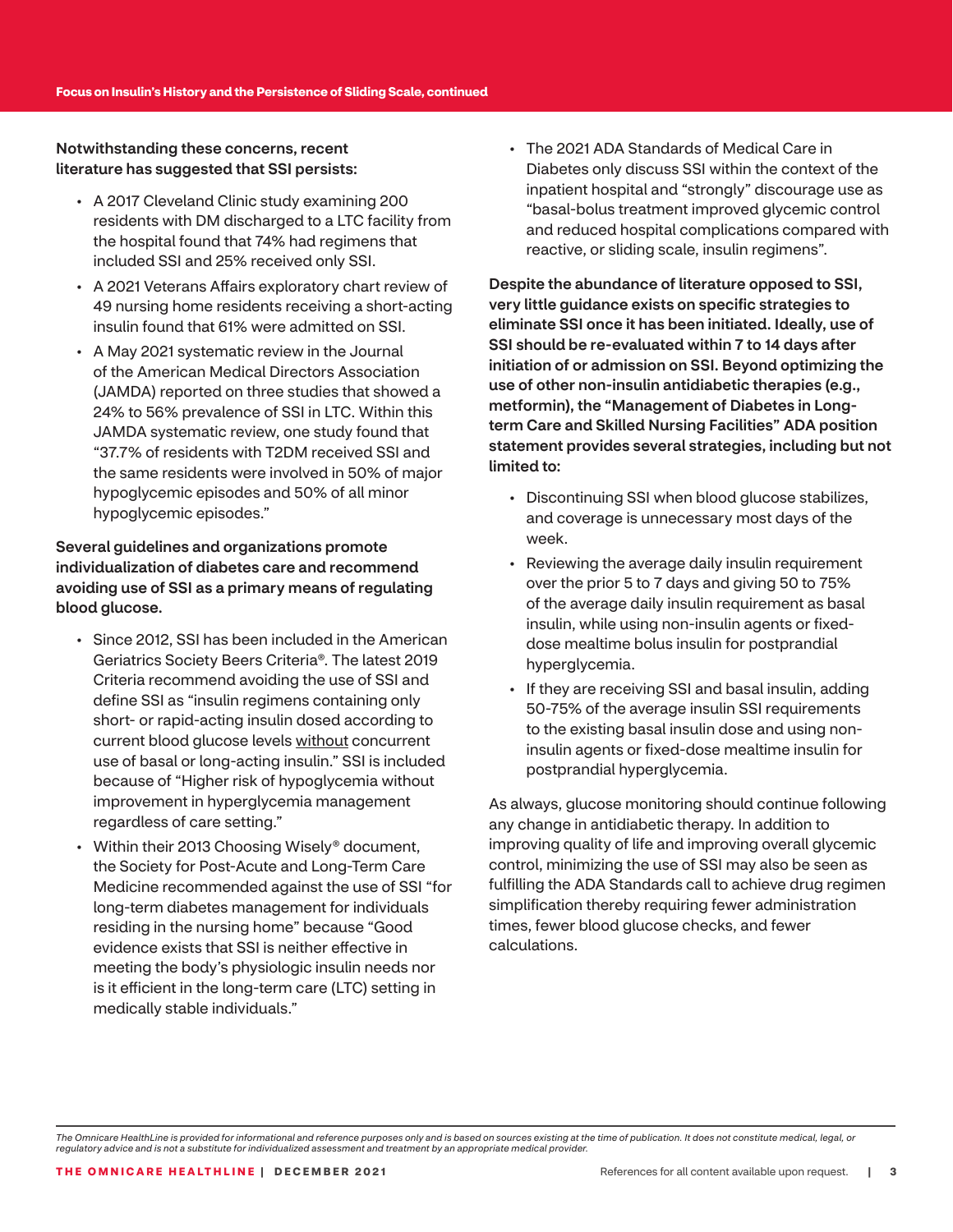**Notwithstanding these concerns, recent literature has suggested that SSI persists:**

- A 2017 Cleveland Clinic study examining 200 residents with DM discharged to a LTC facility from the hospital found that 74% had regimens that included SSI and 25% received only SSI.
- A 2021 Veterans Affairs exploratory chart review of 49 nursing home residents receiving a short-acting insulin found that 61% were admitted on SSI.
- A May 2021 systematic review in the Journal of the American Medical Directors Association (JAMDA) reported on three studies that showed a 24% to 56% prevalence of SSI in LTC. Within this JAMDA systematic review, one study found that "37.7% of residents with T2DM received SSI and the same residents were involved in 50% of major hypoglycemic episodes and 50% of all minor hypoglycemic episodes."

**Several guidelines and organizations promote individualization of diabetes care and recommend avoiding use of SSI as a primary means of regulating blood glucose.**

- Since 2012, SSI has been included in the American Geriatrics Society Beers Criteria®. The latest 2019 Criteria recommend avoiding the use of SSI and define SSI as "insulin regimens containing only short- or rapid-acting insulin dosed according to current blood glucose levels without concurrent use of basal or long-acting insulin." SSI is included because of "Higher risk of hypoglycemia without improvement in hyperglycemia management regardless of care setting."
- Within their 2013 Choosing Wisely® document, the Society for Post-Acute and Long-Term Care Medicine recommended against the use of SSI "for long-term diabetes management for individuals residing in the nursing home" because "Good evidence exists that SSI is neither effective in meeting the body's physiologic insulin needs nor is it efficient in the long-term care (LTC) setting in medically stable individuals."
- The 2021 ADA Standards of Medical Care in Diabetes only discuss SSI within the context of the inpatient hospital and "strongly" discourage use as "basal-bolus treatment improved glycemic control and reduced hospital complications compared with reactive, or sliding scale, insulin regimens".

**Despite the abundance of literature opposed to SSI, very little guidance exists on specific strategies to eliminate SSI once it has been initiated. Ideally, use of SSI should be re-evaluated within 7 to 14 days after initiation of or admission on SSI. Beyond optimizing the use of other non-insulin antidiabetic therapies (e.g., metformin), the "Management of Diabetes in Long-term Care and Skilled Nursing Facilities" ADA position statement provides several strategies, including but not limited to:**

- Discontinuing SSI when blood glucose stabilizes, and coverage is unnecessary most days of the week.
- Reviewing the average daily insulin requirement over the prior 5 to 7 days and giving 50 to 75% of the average daily insulin requirement as basal insulin, while using non-insulin agents or fixed-dose mealtime bolus insulin for postprandial hyperglycemia.
- If they are receiving SSI and basal insulin, adding 50-75% of the average insulin SSI requirements to the existing basal insulin dose and using non-insulin agents or fixed-dose mealtime insulin for postprandial hyperglycemia.

As always, glucose monitoring should continue following any change in antidiabetic therapy. In addition to improving quality of life and improving overall glycemic control, minimizing the use of SSI may also be seen as fulfilling the ADA Standards call to achieve drug regimen simplification thereby requiring fewer administration times, fewer blood glucose checks, and fewer calculations.

*The Omnicare HealthLine is provided for informational and reference purposes only and is based on sources existing at the time of publication. It does not constitute medical, legal, or regulatory advice and is not a substitute for individualized assessment and treatment by an appropriate medical provider.*

References for all content available upon request.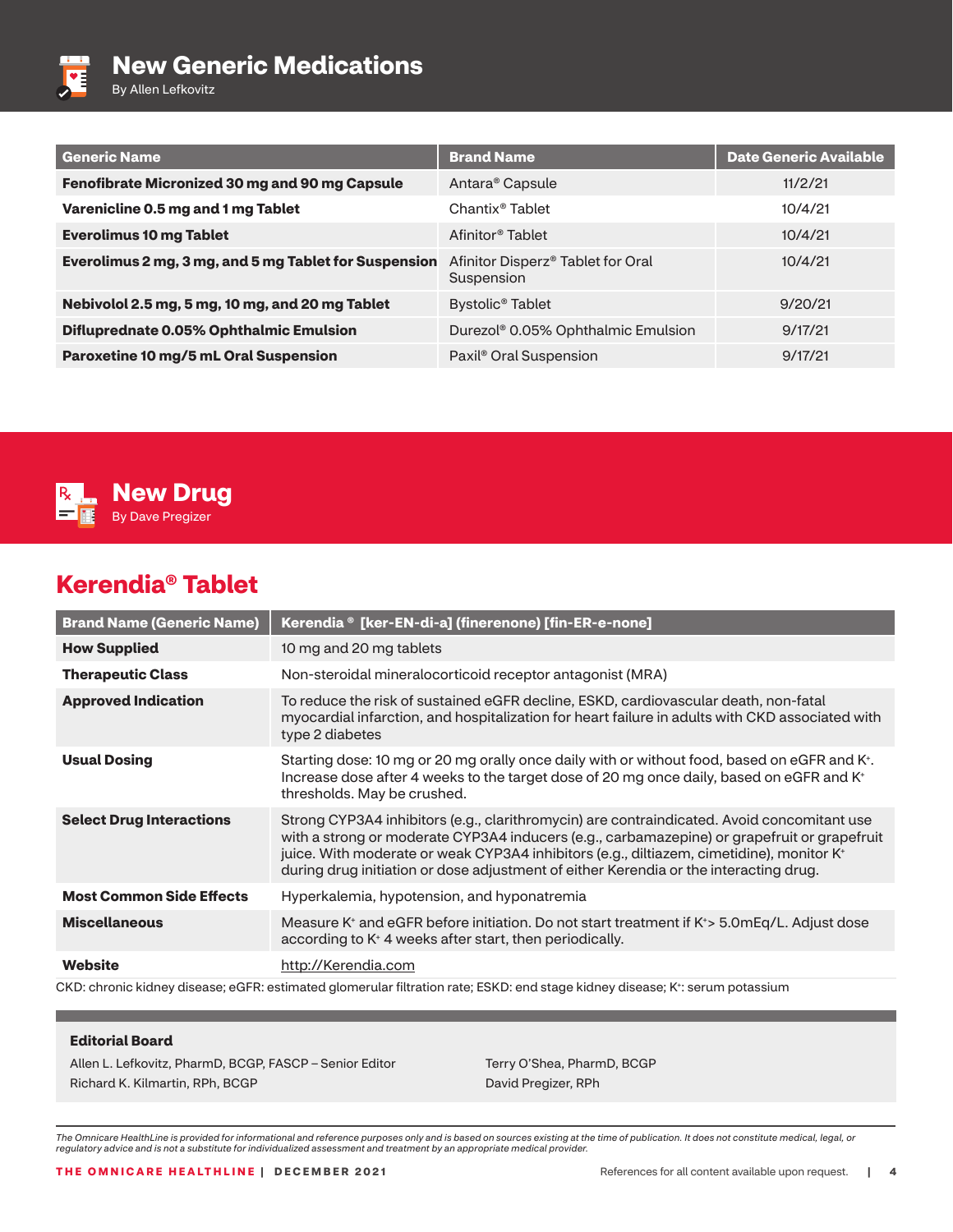# New Generic Medications

By Allen Lefkovitz

| Generic Name | Brand Name | Date Generic Available |
|---|---|---|
| **Fenofibrate Micronized 30 mg and 90 mg Capsule** | Antara® Capsule | 11/2/21 |
| **Varenicline 0.5 mg and 1 mg Tablet** | Chantix® Tablet | 10/4/21 |
| **Everolimus 10 mg Tablet** | Afinitor® Tablet | 10/4/21 |
| **Everolimus 2 mg, 3 mg, and 5 mg Tablet for Suspension** | Afinitor Disperz® Tablet for Oral Suspension | 10/4/21 |
| **Nebivolol 2.5 mg, 5 mg, 10 mg, and 20 mg Tablet** | Bystolic® Tablet | 9/20/21 |
| **Difluprednate 0.05% Ophthalmic Emulsion** | Durezol® 0.05% Ophthalmic Emulsion | 9/17/21 |
| **Paroxetine 10 mg/5 mL Oral Suspension** | Paxil® Oral Suspension | 9/17/21 |

# New Drug

By Dave Pregizer

## Kerendia® Tablet

| Brand Name (Generic Name) | Kerendia ® [ker-EN-di-a] (finerenone) [fin-ER-e-none] |
|---|---|
| **How Supplied** | 10 mg and 20 mg tablets |
| **Therapeutic Class** | Non-steroidal mineralocorticoid receptor antagonist (MRA) |
| **Approved Indication** | To reduce the risk of sustained eGFR decline, ESKD, cardiovascular death, non-fatal myocardial infarction, and hospitalization for heart failure in adults with CKD associated with type 2 diabetes |
| **Usual Dosing** | Starting dose: 10 mg or 20 mg orally once daily with or without food, based on eGFR and $K^+$. Increase dose after 4 weeks to the target dose of 20 mg once daily, based on eGFR and $K^+$ thresholds. May be crushed. |
| **Select Drug Interactions** | Strong CYP3A4 inhibitors (e.g., clarithromycin) are contraindicated. Avoid concomitant use with a strong or moderate CYP3A4 inducers (e.g., carbamazepine) or grapefruit or grapefruit juice. With moderate or weak CYP3A4 inhibitors (e.g., diltiazem, cimetidine), monitor $K^+$ during drug initiation or dose adjustment of either Kerendia or the interacting drug. |
| **Most Common Side Effects** | Hyperkalemia, hypotension, and hyponatremia |
| **Miscellaneous** | Measure $K^+$ and eGFR before initiation. Do not start treatment if $K^+$> 5.0mEq/L. Adjust dose according to $K^+$ 4 weeks after start, then periodically. |
| **Website** | http://Kerendia.com |

CKD: chronic kidney disease; eGFR: estimated glomerular filtration rate; ESKD: end stage kidney disease; $K^+$: serum potassium

**Editorial Board**

Allen L. Lefkovitz, PharmD, BCGP, FASCP – Senior Editor
Richard K. Kilmartin, RPh, BCGP
Terry O'Shea, PharmD, BCGP
David Pregizer, RPh

*The Omnicare HealthLine is provided for informational and reference purposes only and is based on sources existing at the time of publication. It does not constitute medical, legal, or regulatory advice and is not a substitute for individualized assessment and treatment by an appropriate medical provider.*

References for all content available upon request.